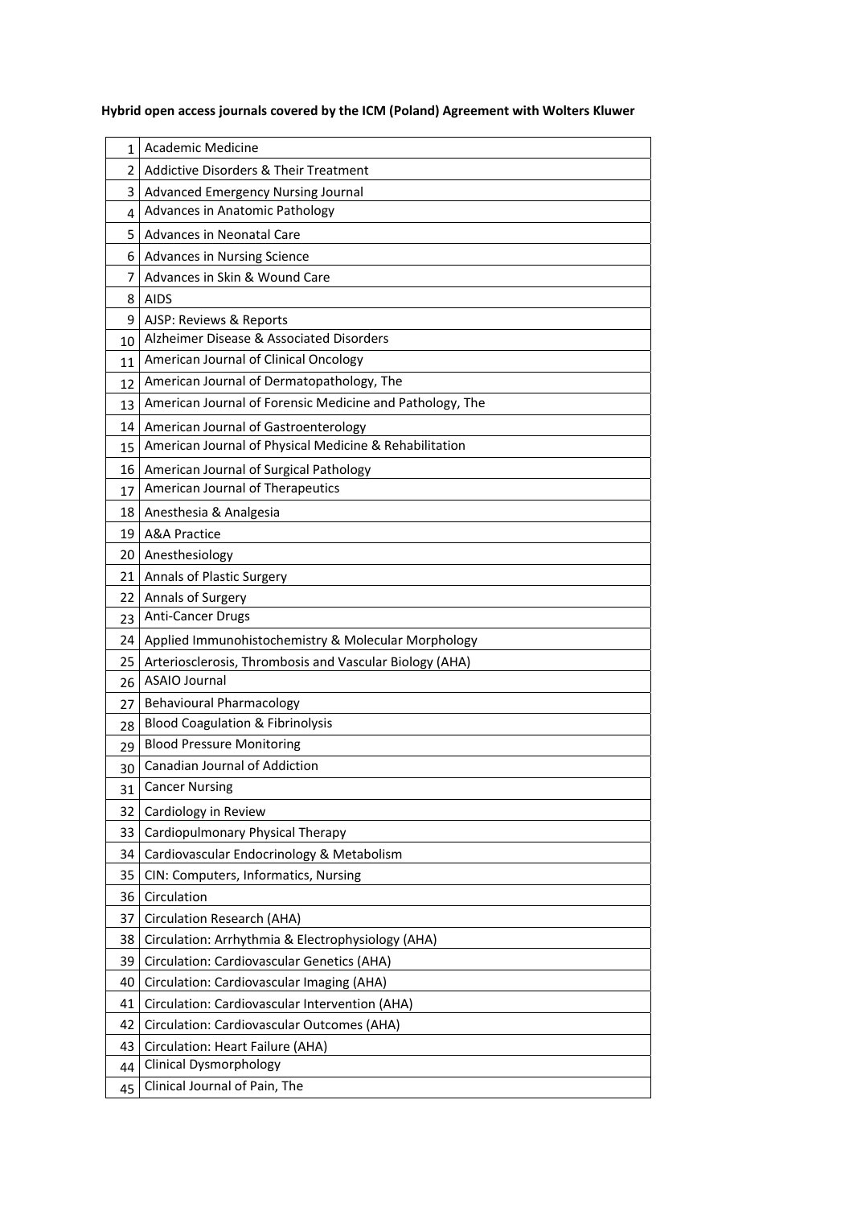**Hybrid open access journals covered by the ICM (Poland) Agreement with Wolters Kluwer**

| | |
|---|---|
| 1 | Academic Medicine |
| 2 | Addictive Disorders & Their Treatment |
| 3 | Advanced Emergency Nursing Journal |
| 4 | Advances in Anatomic Pathology |
| 5 | Advances in Neonatal Care |
| 6 | Advances in Nursing Science |
| 7 | Advances in Skin & Wound Care |
| 8 | AIDS |
| 9 | AJSP: Reviews & Reports |
| 10 | Alzheimer Disease & Associated Disorders |
| 11 | American Journal of Clinical Oncology |
| 12 | American Journal of Dermatopathology, The |
| 13 | American Journal of Forensic Medicine and Pathology, The |
| 14 | American Journal of Gastroenterology |
| 15 | American Journal of Physical Medicine & Rehabilitation |
| 16 | American Journal of Surgical Pathology |
| 17 | American Journal of Therapeutics |
| 18 | Anesthesia & Analgesia |
| 19 | A&A Practice |
| 20 | Anesthesiology |
| 21 | Annals of Plastic Surgery |
| 22 | Annals of Surgery |
| 23 | Anti-Cancer Drugs |
| 24 | Applied Immunohistochemistry & Molecular Morphology |
| 25 | Arteriosclerosis, Thrombosis and Vascular Biology (AHA) |
| 26 | ASAIO Journal |
| 27 | Behavioural Pharmacology |
| 28 | Blood Coagulation & Fibrinolysis |
| 29 | Blood Pressure Monitoring |
| 30 | Canadian Journal of Addiction |
| 31 | Cancer Nursing |
| 32 | Cardiology in Review |
| 33 | Cardiopulmonary Physical Therapy |
| 34 | Cardiovascular Endocrinology & Metabolism |
| 35 | CIN: Computers, Informatics, Nursing |
| 36 | Circulation |
| 37 | Circulation Research (AHA) |
| 38 | Circulation: Arrhythmia & Electrophysiology (AHA) |
| 39 | Circulation: Cardiovascular Genetics (AHA) |
| 40 | Circulation: Cardiovascular Imaging (AHA) |
| 41 | Circulation: Cardiovascular Intervention (AHA) |
| 42 | Circulation: Cardiovascular Outcomes (AHA) |
| 43 | Circulation: Heart Failure (AHA) |
| 44 | Clinical Dysmorphology |
| 45 | Clinical Journal of Pain, The |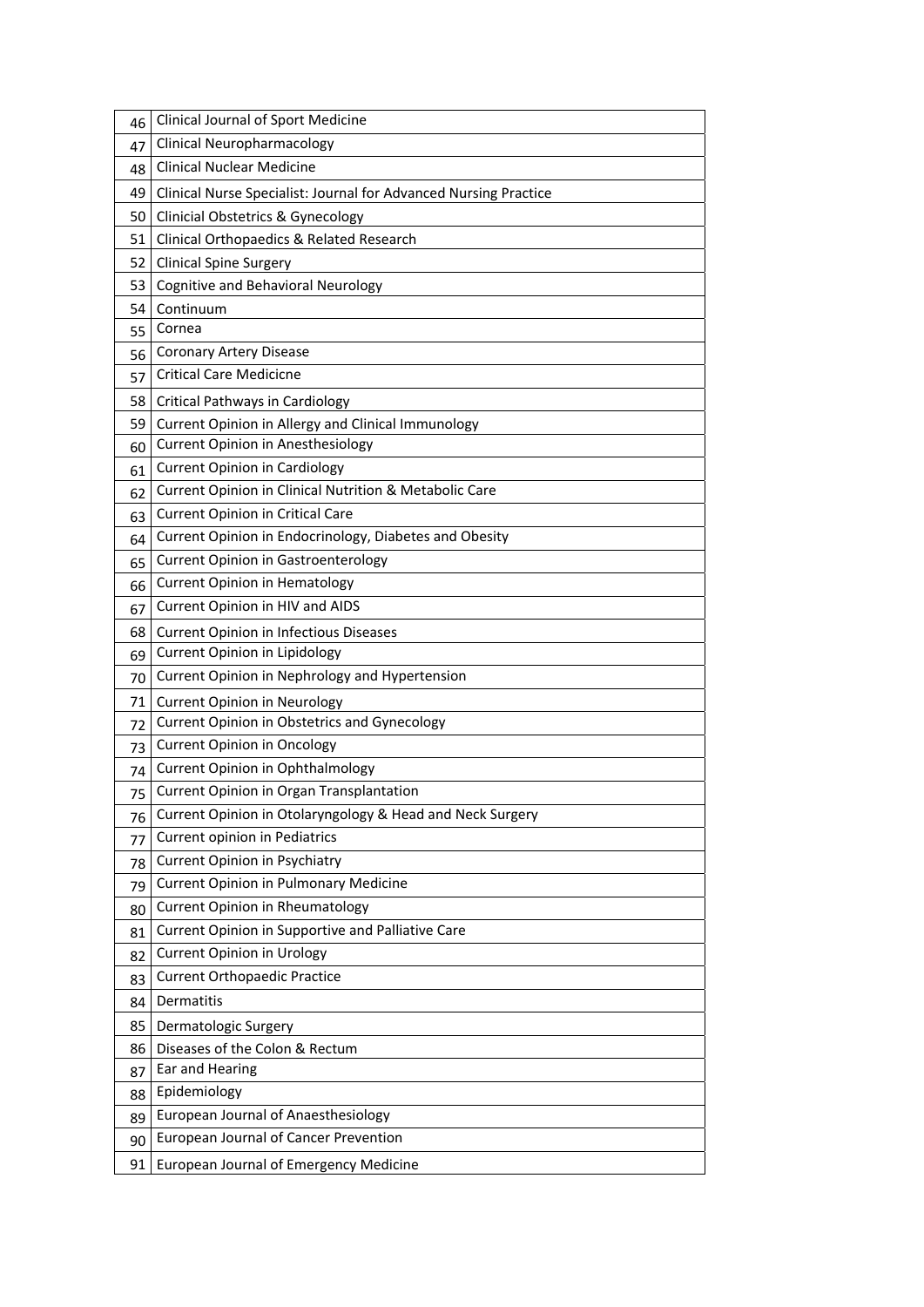| | |
|---|---|
| 46 | Clinical Journal of Sport Medicine |
| 47 | Clinical Neuropharmacology |
| 48 | Clinical Nuclear Medicine |
| 49 | Clinical Nurse Specialist: Journal for Advanced Nursing Practice |
| 50 | Clinicial Obstetrics & Gynecology |
| 51 | Clinical Orthopaedics & Related Research |
| 52 | Clinical Spine Surgery |
| 53 | Cognitive and Behavioral Neurology |
| 54 | Continuum |
| 55 | Cornea |
| 56 | Coronary Artery Disease |
| 57 | Critical Care Medicicne |
| 58 | Critical Pathways in Cardiology |
| 59 | Current Opinion in Allergy and Clinical Immunology |
| 60 | Current Opinion in Anesthesiology |
| 61 | Current Opinion in Cardiology |
| 62 | Current Opinion in Clinical Nutrition & Metabolic Care |
| 63 | Current Opinion in Critical Care |
| 64 | Current Opinion in Endocrinology, Diabetes and Obesity |
| 65 | Current Opinion in Gastroenterology |
| 66 | Current Opinion in Hematology |
| 67 | Current Opinion in HIV and AIDS |
| 68 | Current Opinion in Infectious Diseases |
| 69 | Current Opinion in Lipidology |
| 70 | Current Opinion in Nephrology and Hypertension |
| 71 | Current Opinion in Neurology |
| 72 | Current Opinion in Obstetrics and Gynecology |
| 73 | Current Opinion in Oncology |
| 74 | Current Opinion in Ophthalmology |
| 75 | Current Opinion in Organ Transplantation |
| 76 | Current Opinion in Otolaryngology & Head and Neck Surgery |
| 77 | Current opinion in Pediatrics |
| 78 | Current Opinion in Psychiatry |
| 79 | Current Opinion in Pulmonary Medicine |
| 80 | Current Opinion in Rheumatology |
| 81 | Current Opinion in Supportive and Palliative Care |
| 82 | Current Opinion in Urology |
| 83 | Current Orthopaedic Practice |
| 84 | Dermatitis |
| 85 | Dermatologic Surgery |
| 86 | Diseases of the Colon & Rectum |
| 87 | Ear and Hearing |
| 88 | Epidemiology |
| 89 | European Journal of Anaesthesiology |
| 90 | European Journal of Cancer Prevention |
| 91 | European Journal of Emergency Medicine |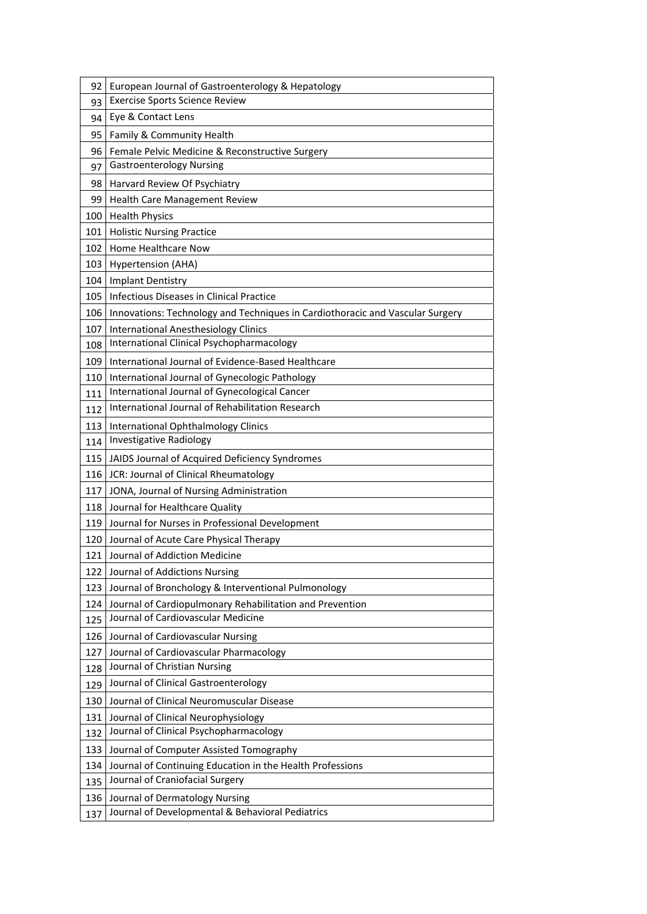| | |
|---|---|
| 92 | European Journal of Gastroenterology & Hepatology |
| 93 | Exercise Sports Science Review |
| 94 | Eye & Contact Lens |
| 95 | Family & Community Health |
| 96 | Female Pelvic Medicine & Reconstructive Surgery |
| 97 | Gastroenterology Nursing |
| 98 | Harvard Review Of Psychiatry |
| 99 | Health Care Management Review |
| 100 | Health Physics |
| 101 | Holistic Nursing Practice |
| 102 | Home Healthcare Now |
| 103 | Hypertension (AHA) |
| 104 | Implant Dentistry |
| 105 | Infectious Diseases in Clinical Practice |
| 106 | Innovations: Technology and Techniques in Cardiothoracic and Vascular Surgery |
| 107 | International Anesthesiology Clinics |
| 108 | International Clinical Psychopharmacology |
| 109 | International Journal of Evidence-Based Healthcare |
| 110 | International Journal of Gynecologic Pathology |
| 111 | International Journal of Gynecological Cancer |
| 112 | International Journal of Rehabilitation Research |
| 113 | International Ophthalmology Clinics |
| 114 | Investigative Radiology |
| 115 | JAIDS Journal of Acquired Deficiency Syndromes |
| 116 | JCR: Journal of Clinical Rheumatology |
| 117 | JONA, Journal of Nursing Administration |
| 118 | Journal for Healthcare Quality |
| 119 | Journal for Nurses in Professional Development |
| 120 | Journal of Acute Care Physical Therapy |
| 121 | Journal of Addiction Medicine |
| 122 | Journal of Addictions Nursing |
| 123 | Journal of Bronchology & Interventional Pulmonology |
| 124 | Journal of Cardiopulmonary Rehabilitation and Prevention |
| 125 | Journal of Cardiovascular Medicine |
| 126 | Journal of Cardiovascular Nursing |
| 127 | Journal of Cardiovascular Pharmacology |
| 128 | Journal of Christian Nursing |
| 129 | Journal of Clinical Gastroenterology |
| 130 | Journal of Clinical Neuromuscular Disease |
| 131 | Journal of Clinical Neurophysiology |
| 132 | Journal of Clinical Psychopharmacology |
| 133 | Journal of Computer Assisted Tomography |
| 134 | Journal of Continuing Education in the Health Professions |
| 135 | Journal of Craniofacial Surgery |
| 136 | Journal of Dermatology Nursing |
| 137 | Journal of Developmental & Behavioral Pediatrics |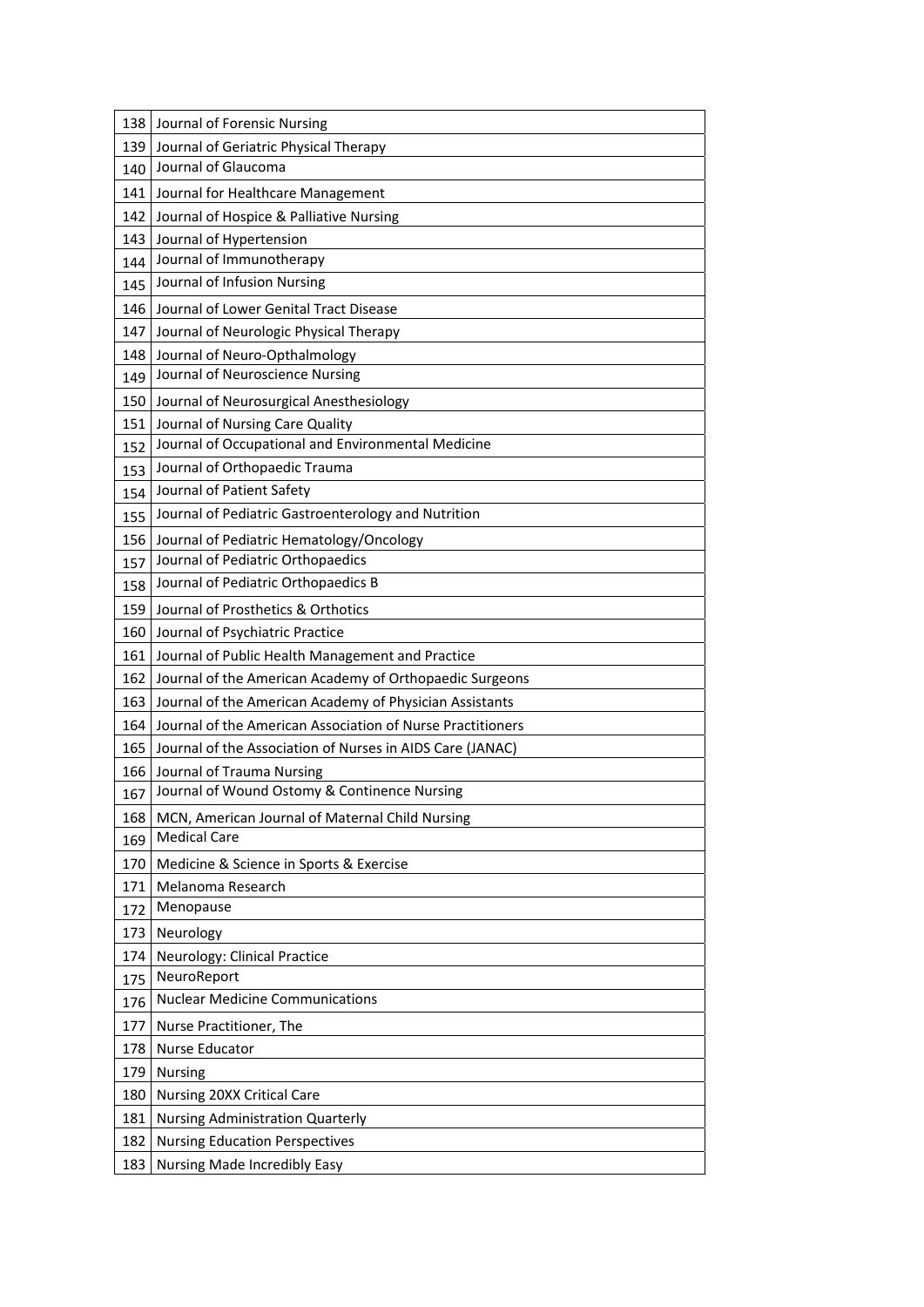| | |
|---|---|
| 138 | Journal of Forensic Nursing |
| 139 | Journal of Geriatric Physical Therapy |
| 140 | Journal of Glaucoma |
| 141 | Journal for Healthcare Management |
| 142 | Journal of Hospice & Palliative Nursing |
| 143 | Journal of Hypertension |
| 144 | Journal of Immunotherapy |
| 145 | Journal of Infusion Nursing |
| 146 | Journal of Lower Genital Tract Disease |
| 147 | Journal of Neurologic Physical Therapy |
| 148 | Journal of Neuro-Opthalmology |
| 149 | Journal of Neuroscience Nursing |
| 150 | Journal of Neurosurgical Anesthesiology |
| 151 | Journal of Nursing Care Quality |
| 152 | Journal of Occupational and Environmental Medicine |
| 153 | Journal of Orthopaedic Trauma |
| 154 | Journal of Patient Safety |
| 155 | Journal of Pediatric Gastroenterology and Nutrition |
| 156 | Journal of Pediatric Hematology/Oncology |
| 157 | Journal of Pediatric Orthopaedics |
| 158 | Journal of Pediatric Orthopaedics B |
| 159 | Journal of Prosthetics & Orthotics |
| 160 | Journal of Psychiatric Practice |
| 161 | Journal of Public Health Management and Practice |
| 162 | Journal of the American Academy of Orthopaedic Surgeons |
| 163 | Journal of the American Academy of Physician Assistants |
| 164 | Journal of the American Association of Nurse Practitioners |
| 165 | Journal of the Association of Nurses in AIDS Care (JANAC) |
| 166 | Journal of Trauma Nursing |
| 167 | Journal of Wound Ostomy & Continence Nursing |
| 168 | MCN, American Journal of Maternal Child Nursing |
| 169 | Medical Care |
| 170 | Medicine & Science in Sports & Exercise |
| 171 | Melanoma Research |
| 172 | Menopause |
| 173 | Neurology |
| 174 | Neurology: Clinical Practice |
| 175 | NeuroReport |
| 176 | Nuclear Medicine Communications |
| 177 | Nurse Practitioner, The |
| 178 | Nurse Educator |
| 179 | Nursing |
| 180 | Nursing 20XX Critical Care |
| 181 | Nursing Administration Quarterly |
| 182 | Nursing Education Perspectives |
| 183 | Nursing Made Incredibly Easy |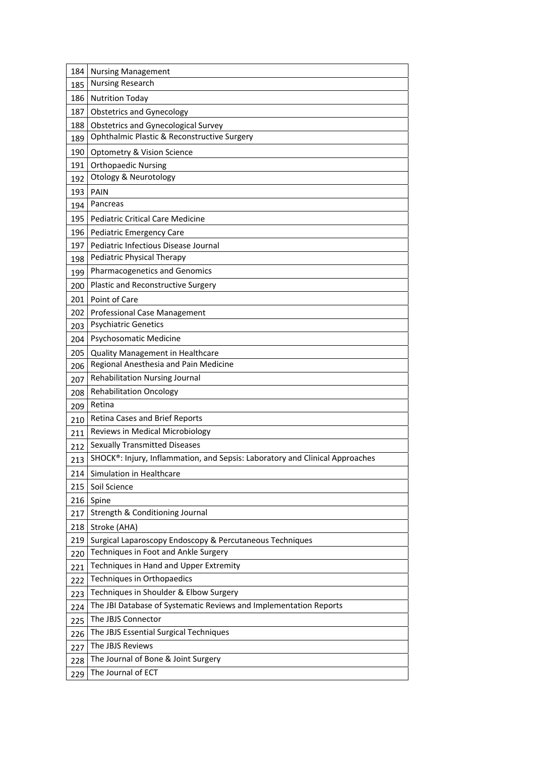| | |
|---|---|
| 184 | Nursing Management |
| 185 | Nursing Research |
| 186 | Nutrition Today |
| 187 | Obstetrics and Gynecology |
| 188 | Obstetrics and Gynecological Survey |
| 189 | Ophthalmic Plastic & Reconstructive Surgery |
| 190 | Optometry & Vision Science |
| 191 | Orthopaedic Nursing |
| 192 | Otology & Neurotology |
| 193 | PAIN |
| 194 | Pancreas |
| 195 | Pediatric Critical Care Medicine |
| 196 | Pediatric Emergency Care |
| 197 | Pediatric Infectious Disease Journal |
| 198 | Pediatric Physical Therapy |
| 199 | Pharmacogenetics and Genomics |
| 200 | Plastic and Reconstructive Surgery |
| 201 | Point of Care |
| 202 | Professional Case Management |
| 203 | Psychiatric Genetics |
| 204 | Psychosomatic Medicine |
| 205 | Quality Management in Healthcare |
| 206 | Regional Anesthesia and Pain Medicine |
| 207 | Rehabilitation Nursing Journal |
| 208 | Rehabilitation Oncology |
| 209 | Retina |
| 210 | Retina Cases and Brief Reports |
| 211 | Reviews in Medical Microbiology |
| 212 | Sexually Transmitted Diseases |
| 213 | SHOCK®: Injury, Inflammation, and Sepsis: Laboratory and Clinical Approaches |
| 214 | Simulation in Healthcare |
| 215 | Soil Science |
| 216 | Spine |
| 217 | Strength & Conditioning Journal |
| 218 | Stroke (AHA) |
| 219 | Surgical Laparoscopy Endoscopy & Percutaneous Techniques |
| 220 | Techniques in Foot and Ankle Surgery |
| 221 | Techniques in Hand and Upper Extremity |
| 222 | Techniques in Orthopaedics |
| 223 | Techniques in Shoulder & Elbow Surgery |
| 224 | The JBI Database of Systematic Reviews and Implementation Reports |
| 225 | The JBJS Connector |
| 226 | The JBJS Essential Surgical Techniques |
| 227 | The JBJS Reviews |
| 228 | The Journal of Bone & Joint Surgery |
| 229 | The Journal of ECT |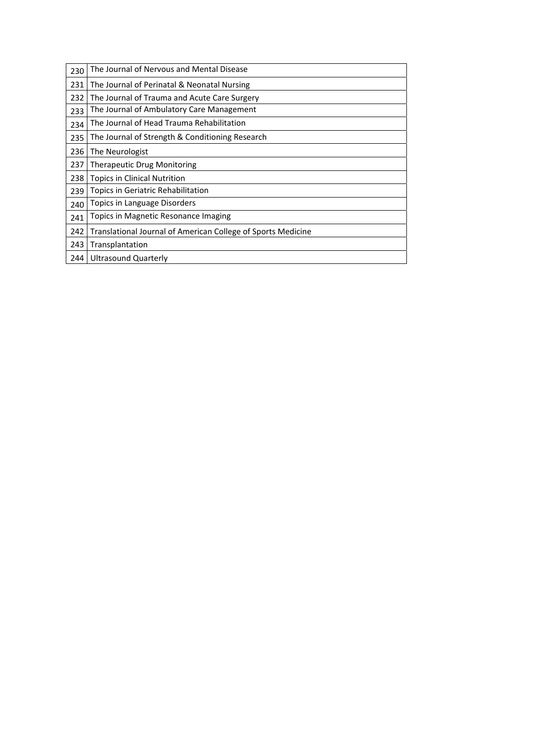| | |
|---|---|
| 230 | The Journal of Nervous and Mental Disease |
| 231 | The Journal of Perinatal & Neonatal Nursing |
| 232 | The Journal of Trauma and Acute Care Surgery |
| 233 | The Journal of Ambulatory Care Management |
| 234 | The Journal of Head Trauma Rehabilitation |
| 235 | The Journal of Strength & Conditioning Research |
| 236 | The Neurologist |
| 237 | Therapeutic Drug Monitoring |
| 238 | Topics in Clinical Nutrition |
| 239 | Topics in Geriatric Rehabilitation |
| 240 | Topics in Language Disorders |
| 241 | Topics in Magnetic Resonance Imaging |
| 242 | Translational Journal of American College of Sports Medicine |
| 243 | Transplantation |
| 244 | Ultrasound Quarterly |